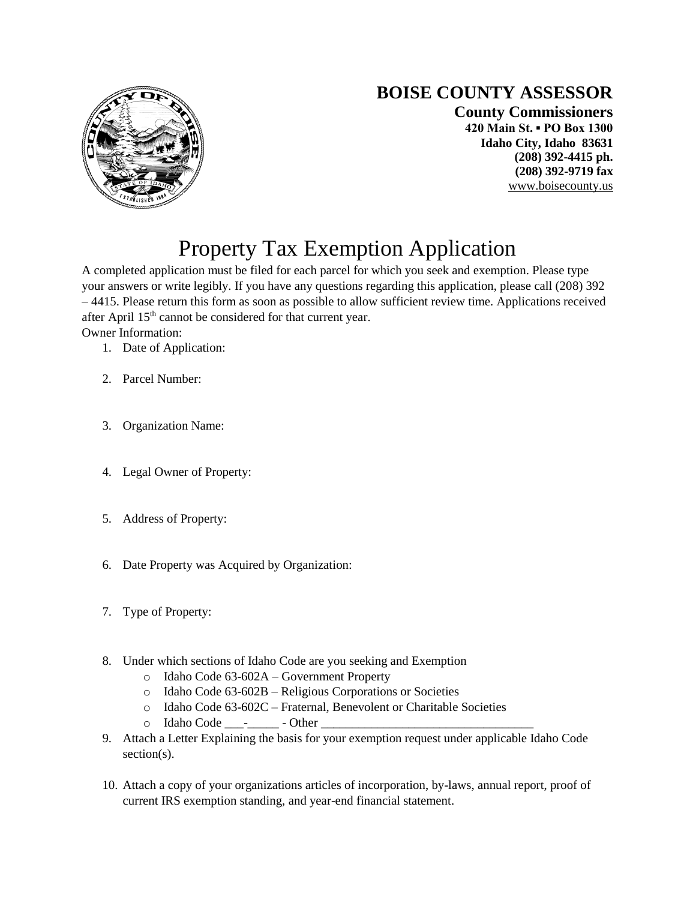**BOISE COUNTY ASSESSOR**

**County Commissioners**
**420 Main St. ▪ PO Box 1300**
**Idaho City, Idaho 83631**
**(208) 392-4415 ph.**
**(208) 392-9719 fax**
www.boisecounty.us

# Property Tax Exemption Application

A completed application must be filed for each parcel for which you seek and exemption. Please type your answers or write legibly. If you have any questions regarding this application, please call (208) 392 – 4415. Please return this form as soon as possible to allow sufficient review time. Applications received after April 15th cannot be considered for that current year.

Owner Information:

1. Date of Application:
2. Parcel Number:
3. Organization Name:
4. Legal Owner of Property:
5. Address of Property:
6. Date Property was Acquired by Organization:
7. Type of Property:
8. Under which sections of Idaho Code are you seeking and Exemption
   - Idaho Code 63-602A – Government Property
   - Idaho Code 63-602B – Religious Corporations or Societies
   - Idaho Code 63-602C – Fraternal, Benevolent or Charitable Societies
   - Idaho Code ___-_____ - Other __________________________________
9. Attach a Letter Explaining the basis for your exemption request under applicable Idaho Code section(s).
10. Attach a copy of your organizations articles of incorporation, by-laws, annual report, proof of current IRS exemption standing, and year-end financial statement.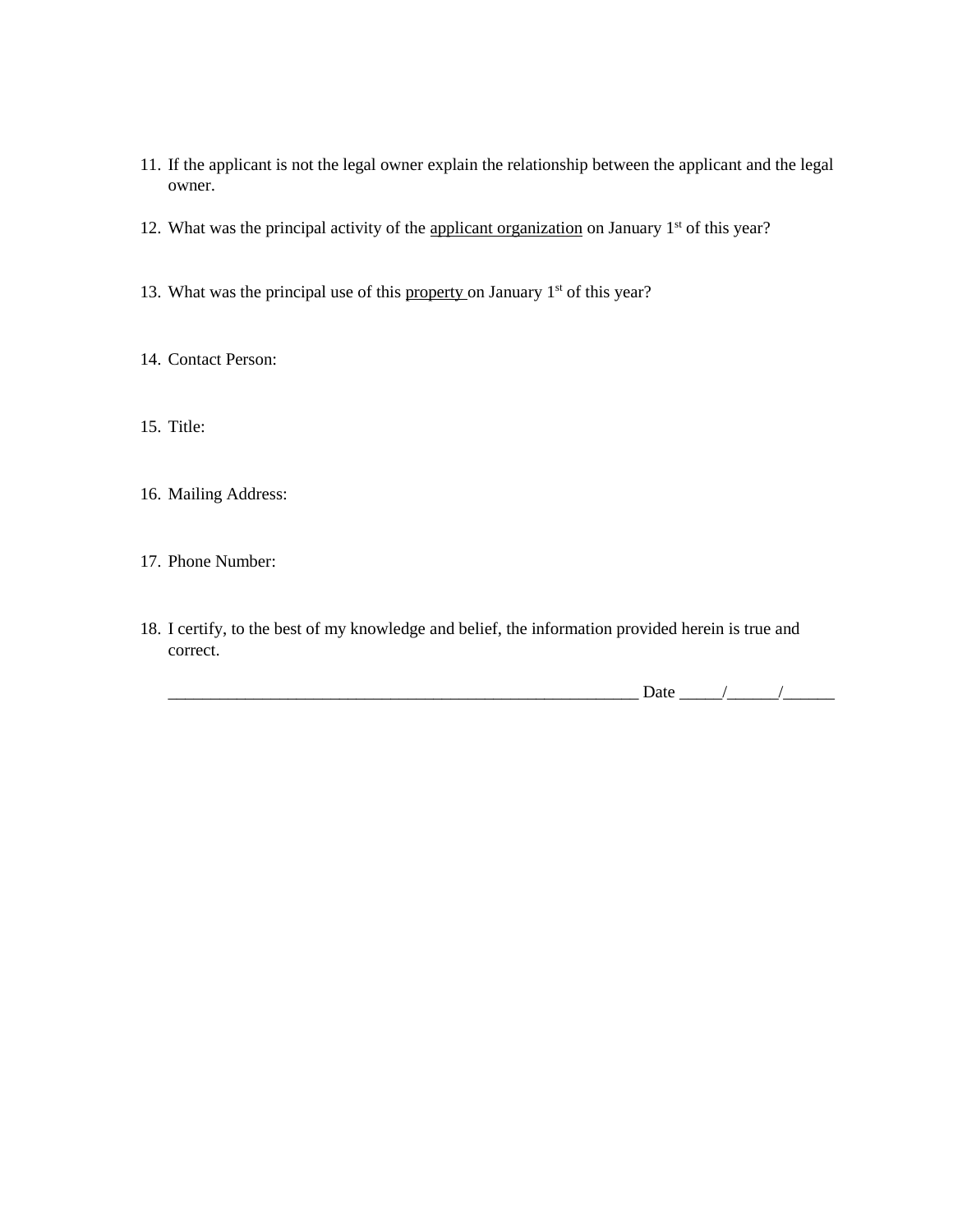11. If the applicant is not the legal owner explain the relationship between the applicant and the legal owner.

12. What was the principal activity of the applicant organization on January 1st of this year?

13. What was the principal use of this property on January 1st of this year?

14. Contact Person:

15. Title:

16. Mailing Address:

17. Phone Number:

18. I certify, to the best of my knowledge and belief, the information provided herein is true and correct.

    ___________________________________________________________ Date _____/______/______